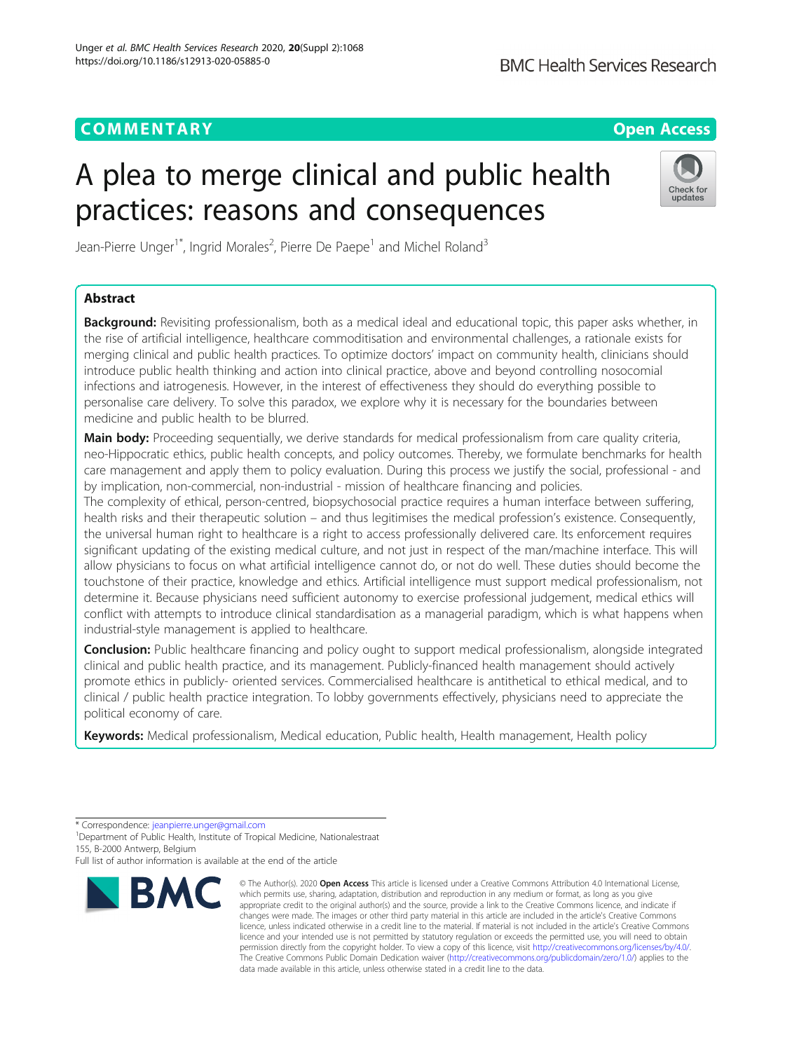COMMENTARY

Open Access

# A plea to merge clinical and public health practices: reasons and consequences

Jean-Pierre Unger[1*], Ingrid Morales[2], Pierre De Paepe[1] and Michel Roland[3]

## Abstract

**Background:** Revisiting professionalism, both as a medical ideal and educational topic, this paper asks whether, in the rise of artificial intelligence, healthcare commoditisation and environmental challenges, a rationale exists for merging clinical and public health practices. To optimize doctors' impact on community health, clinicians should introduce public health thinking and action into clinical practice, above and beyond controlling nosocomial infections and iatrogenesis. However, in the interest of effectiveness they should do everything possible to personalise care delivery. To solve this paradox, we explore why it is necessary for the boundaries between medicine and public health to be blurred.

**Main body:** Proceeding sequentially, we derive standards for medical professionalism from care quality criteria, neo-Hippocratic ethics, public health concepts, and policy outcomes. Thereby, we formulate benchmarks for health care management and apply them to policy evaluation. During this process we justify the social, professional - and by implication, non-commercial, non-industrial - mission of healthcare financing and policies.

The complexity of ethical, person-centred, biopsychosocial practice requires a human interface between suffering, health risks and their therapeutic solution – and thus legitimises the medical profession's existence. Consequently, the universal human right to healthcare is a right to access professionally delivered care. Its enforcement requires significant updating of the existing medical culture, and not just in respect of the man/machine interface. This will allow physicians to focus on what artificial intelligence cannot do, or not do well. These duties should become the touchstone of their practice, knowledge and ethics. Artificial intelligence must support medical professionalism, not determine it. Because physicians need sufficient autonomy to exercise professional judgement, medical ethics will conflict with attempts to introduce clinical standardisation as a managerial paradigm, which is what happens when industrial-style management is applied to healthcare.

**Conclusion:** Public healthcare financing and policy ought to support medical professionalism, alongside integrated clinical and public health practice, and its management. Publicly-financed health management should actively promote ethics in publicly- oriented services. Commercialised healthcare is antithetical to ethical medical, and to clinical / public health practice integration. To lobby governments effectively, physicians need to appreciate the political economy of care.

**Keywords:** Medical professionalism, Medical education, Public health, Health management, Health policy

\* Correspondence: jeanpierre.unger@gmail.com

[1]Department of Public Health, Institute of Tropical Medicine, Nationalestraat 155, B-2000 Antwerp, Belgium

Full list of author information is available at the end of the article

© The Author(s). 2020 **Open Access** This article is licensed under a Creative Commons Attribution 4.0 International License, which permits use, sharing, adaptation, distribution and reproduction in any medium or format, as long as you give appropriate credit to the original author(s) and the source, provide a link to the Creative Commons licence, and indicate if changes were made. The images or other third party material in this article are included in the article's Creative Commons licence, unless indicated otherwise in a credit line to the material. If material is not included in the article's Creative Commons licence and your intended use is not permitted by statutory regulation or exceeds the permitted use, you will need to obtain permission directly from the copyright holder. To view a copy of this licence, visit http://creativecommons.org/licenses/by/4.0/. The Creative Commons Public Domain Dedication waiver (http://creativecommons.org/publicdomain/zero/1.0/) applies to the data made available in this article, unless otherwise stated in a credit line to the data.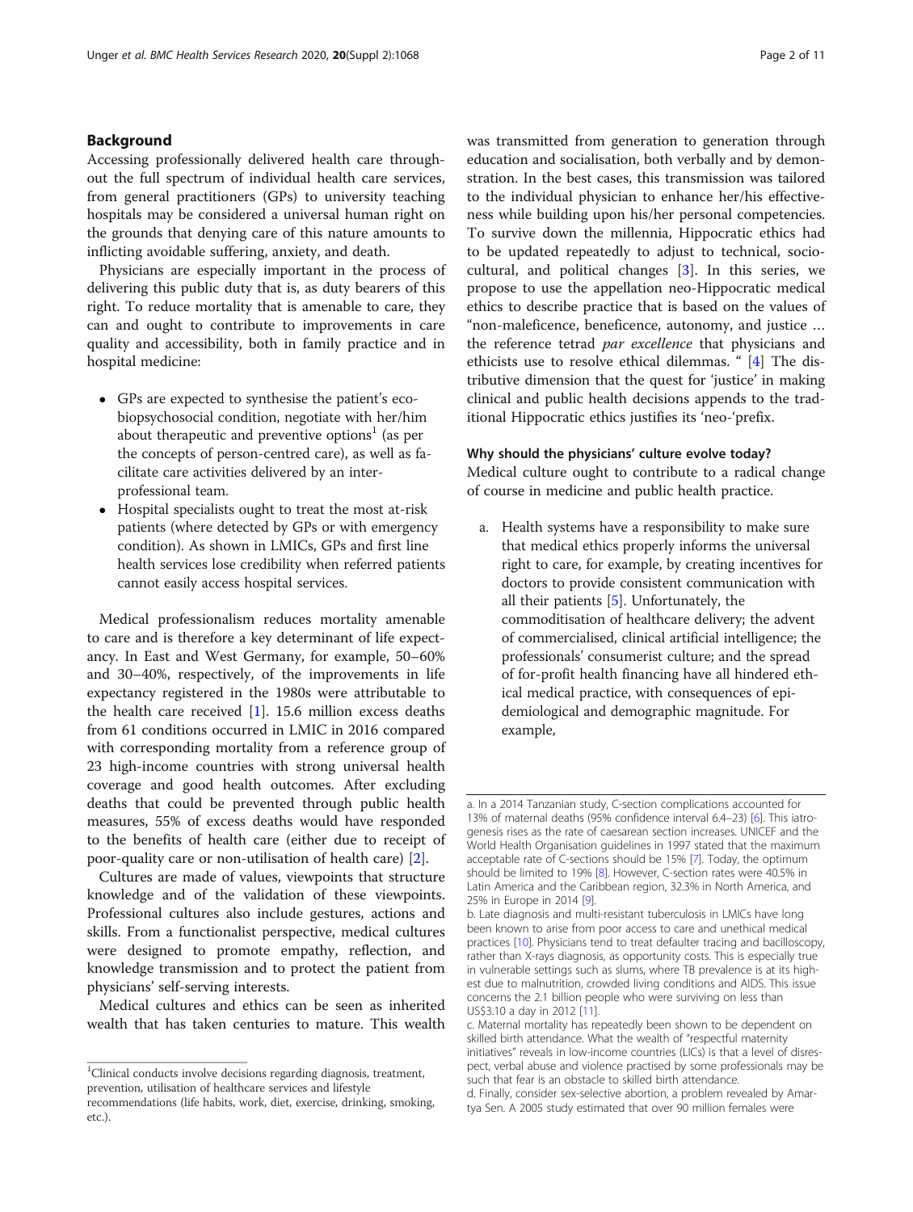## Background

Accessing professionally delivered health care throughout the full spectrum of individual health care services, from general practitioners (GPs) to university teaching hospitals may be considered a universal human right on the grounds that denying care of this nature amounts to inflicting avoidable suffering, anxiety, and death.

Physicians are especially important in the process of delivering this public duty that is, as duty bearers of this right. To reduce mortality that is amenable to care, they can and ought to contribute to improvements in care quality and accessibility, both in family practice and in hospital medicine:

- GPs are expected to synthesise the patient's eco-biopsychosocial condition, negotiate with her/him about therapeutic and preventive options[1] (as per the concepts of person-centred care), as well as facilitate care activities delivered by an inter-professional team.
- Hospital specialists ought to treat the most at-risk patients (where detected by GPs or with emergency condition). As shown in LMICs, GPs and first line health services lose credibility when referred patients cannot easily access hospital services.

Medical professionalism reduces mortality amenable to care and is therefore a key determinant of life expectancy. In East and West Germany, for example, 50–60% and 30–40%, respectively, of the improvements in life expectancy registered in the 1980s were attributable to the health care received [1]. 15.6 million excess deaths from 61 conditions occurred in LMIC in 2016 compared with corresponding mortality from a reference group of 23 high-income countries with strong universal health coverage and good health outcomes. After excluding deaths that could be prevented through public health measures, 55% of excess deaths would have responded to the benefits of health care (either due to receipt of poor-quality care or non-utilisation of health care) [2].

Cultures are made of values, viewpoints that structure knowledge and of the validation of these viewpoints. Professional cultures also include gestures, actions and skills. From a functionalist perspective, medical cultures were designed to promote empathy, reflection, and knowledge transmission and to protect the patient from physicians' self-serving interests.

Medical cultures and ethics can be seen as inherited wealth that has taken centuries to mature. This wealth was transmitted from generation to generation through education and socialisation, both verbally and by demonstration. In the best cases, this transmission was tailored to the individual physician to enhance her/his effectiveness while building upon his/her personal competencies. To survive down the millennia, Hippocratic ethics had to be updated repeatedly to adjust to technical, sociocultural, and political changes [3]. In this series, we propose to use the appellation neo-Hippocratic medical ethics to describe practice that is based on the values of "non-maleficence, beneficence, autonomy, and justice … the reference tetrad *par excellence* that physicians and ethicists use to resolve ethical dilemmas. " [4] The distributive dimension that the quest for 'justice' in making clinical and public health decisions appends to the traditional Hippocratic ethics justifies its 'neo-'prefix.

### Why should the physicians' culture evolve today?

Medical culture ought to contribute to a radical change of course in medicine and public health practice.

a. Health systems have a responsibility to make sure that medical ethics properly informs the universal right to care, for example, by creating incentives for doctors to provide consistent communication with all their patients [5]. Unfortunately, the commoditisation of healthcare delivery; the advent of commercialised, clinical artificial intelligence; the professionals' consumerist culture; and the spread of for-profit health financing have all hindered ethical medical practice, with consequences of epidemiological and demographic magnitude. For example,

---

a. In a 2014 Tanzanian study, C-section complications accounted for 13% of maternal deaths (95% confidence interval 6.4–23) [6]. This iatrogenesis rises as the rate of caesarean section increases. UNICEF and the World Health Organisation guidelines in 1997 stated that the maximum acceptable rate of C-sections should be 15% [7]. Today, the optimum should be limited to 19% [8]. However, C-section rates were 40.5% in Latin America and the Caribbean region, 32.3% in North America, and 25% in Europe in 2014 [9].

b. Late diagnosis and multi-resistant tuberculosis in LMICs have long been known to arise from poor access to care and unethical medical practices [10]. Physicians tend to treat defaulter tracing and bacilloscopy, rather than X-rays diagnosis, as opportunity costs. This is especially true in vulnerable settings such as slums, where TB prevalence is at its highest due to malnutrition, crowded living conditions and AIDS. This issue concerns the 2.1 billion people who were surviving on less than US$3.10 a day in 2012 [11].

c. Maternal mortality has repeatedly been shown to be dependent on skilled birth attendance. What the wealth of "respectful maternity initiatives" reveals in low-income countries (LICs) is that a level of disrespect, verbal abuse and violence practised by some professionals may be such that fear is an obstacle to skilled birth attendance.

d. Finally, consider sex-selective abortion, a problem revealed by Amartya Sen. A 2005 study estimated that over 90 million females were

---

[1] Clinical conducts involve decisions regarding diagnosis, treatment, prevention, utilisation of healthcare services and lifestyle recommendations (life habits, work, diet, exercise, drinking, smoking, etc.).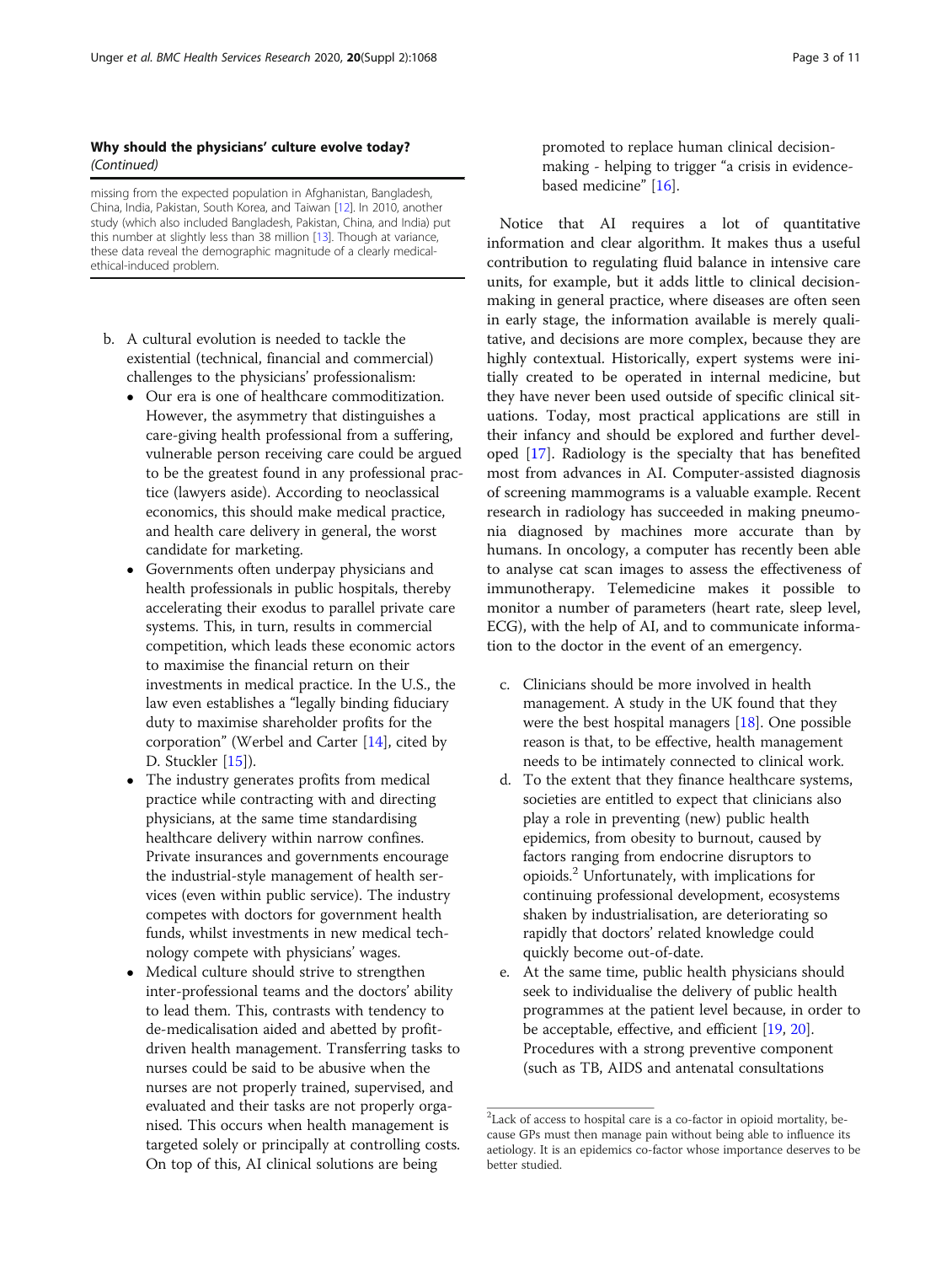**Why should the physicians' culture evolve today?** *(Continued)*

missing from the expected population in Afghanistan, Bangladesh, China, India, Pakistan, South Korea, and Taiwan [12]. In 2010, another study (which also included Bangladesh, Pakistan, China, and India) put this number at slightly less than 38 million [13]. Though at variance, these data reveal the demographic magnitude of a clearly medical-ethical-induced problem.

b. A cultural evolution is needed to tackle the existential (technical, financial and commercial) challenges to the physicians' professionalism:
   - Our era is one of healthcare commoditization. However, the asymmetry that distinguishes a care-giving health professional from a suffering, vulnerable person receiving care could be argued to be the greatest found in any professional practice (lawyers aside). According to neoclassical economics, this should make medical practice, and health care delivery in general, the worst candidate for marketing.
   - Governments often underpay physicians and health professionals in public hospitals, thereby accelerating their exodus to parallel private care systems. This, in turn, results in commercial competition, which leads these economic actors to maximise the financial return on their investments in medical practice. In the U.S., the law even establishes a "legally binding fiduciary duty to maximise shareholder profits for the corporation" (Werbel and Carter [14], cited by D. Stuckler [15]).
   - The industry generates profits from medical practice while contracting with and directing physicians, at the same time standardising healthcare delivery within narrow confines. Private insurances and governments encourage the industrial-style management of health services (even within public service). The industry competes with doctors for government health funds, whilst investments in new medical technology compete with physicians' wages.
   - Medical culture should strive to strengthen inter-professional teams and the doctors' ability to lead them. This, contrasts with tendency to de-medicalisation aided and abetted by profit-driven health management. Transferring tasks to nurses could be said to be abusive when the nurses are not properly trained, supervised, and evaluated and their tasks are not properly organised. This occurs when health management is targeted solely or principally at controlling costs. On top of this, AI clinical solutions are being promoted to replace human clinical decision-making - helping to trigger "a crisis in evidence-based medicine" [16].

Notice that AI requires a lot of quantitative information and clear algorithm. It makes thus a useful contribution to regulating fluid balance in intensive care units, for example, but it adds little to clinical decision-making in general practice, where diseases are often seen in early stage, the information available is merely qualitative, and decisions are more complex, because they are highly contextual. Historically, expert systems were initially created to be operated in internal medicine, but they have never been used outside of specific clinical situations. Today, most practical applications are still in their infancy and should be explored and further developed [17]. Radiology is the specialty that has benefited most from advances in AI. Computer-assisted diagnosis of screening mammograms is a valuable example. Recent research in radiology has succeeded in making pneumonia diagnosed by machines more accurate than by humans. In oncology, a computer has recently been able to analyse cat scan images to assess the effectiveness of immunotherapy. Telemedicine makes it possible to monitor a number of parameters (heart rate, sleep level, ECG), with the help of AI, and to communicate information to the doctor in the event of an emergency.

c. Clinicians should be more involved in health management. A study in the UK found that they were the best hospital managers [18]. One possible reason is that, to be effective, health management needs to be intimately connected to clinical work.

d. To the extent that they finance healthcare systems, societies are entitled to expect that clinicians also play a role in preventing (new) public health epidemics, from obesity to burnout, caused by factors ranging from endocrine disruptors to opioids.[2] Unfortunately, with implications for continuing professional development, ecosystems shaken by industrialisation, are deteriorating so rapidly that doctors' related knowledge could quickly become out-of-date.

e. At the same time, public health physicians should seek to individualise the delivery of public health programmes at the patient level because, in order to be acceptable, effective, and efficient [19, 20]. Procedures with a strong preventive component (such as TB, AIDS and antenatal consultations

[2] Lack of access to hospital care is a co-factor in opioid mortality, because GPs must then manage pain without being able to influence its aetiology. It is an epidemics co-factor whose importance deserves to be better studied.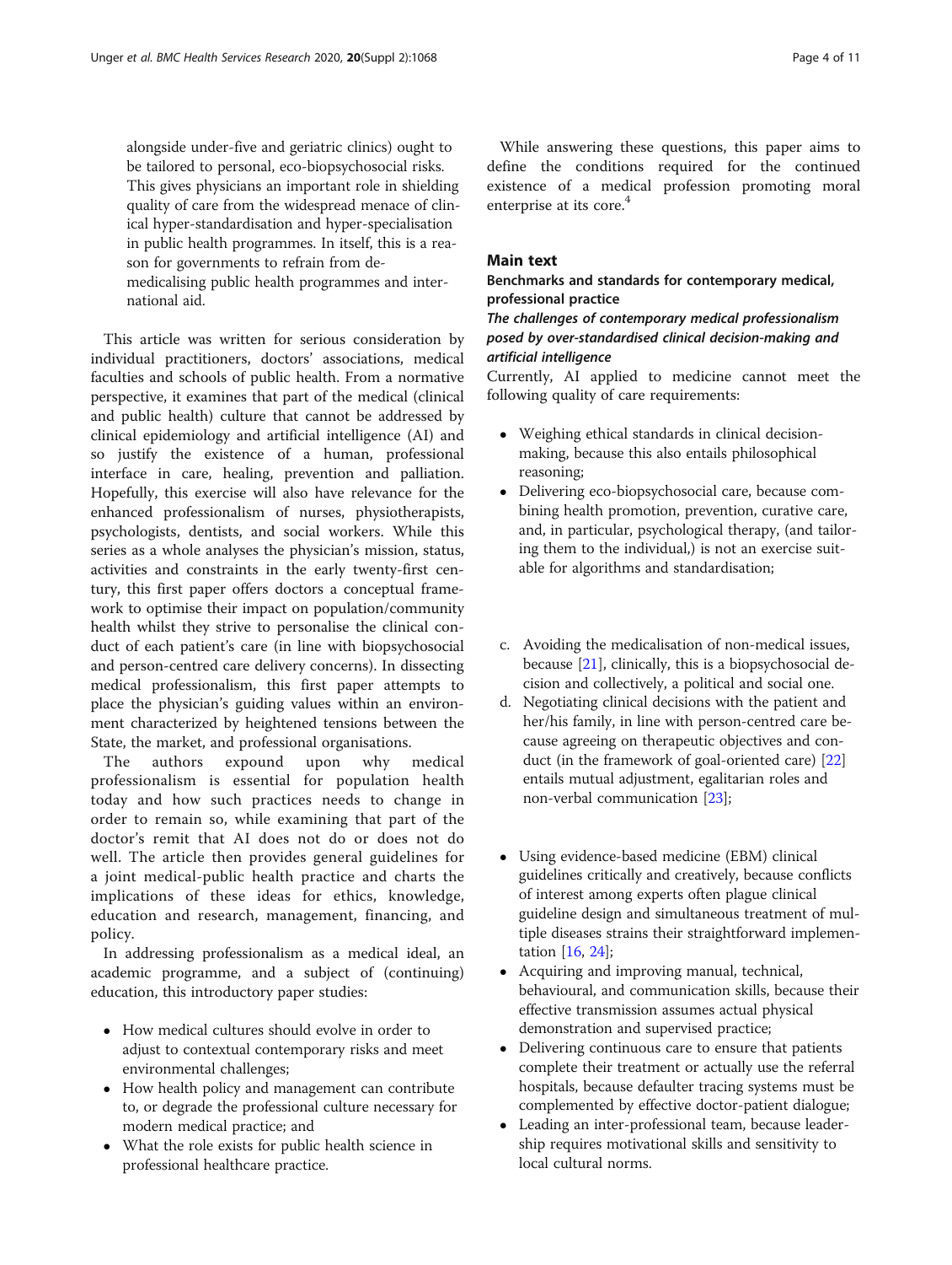alongside under-five and geriatric clinics) ought to be tailored to personal, eco-biopsychosocial risks. This gives physicians an important role in shielding quality of care from the widespread menace of clinical hyper-standardisation and hyper-specialisation in public health programmes. In itself, this is a reason for governments to refrain from de-medicalising public health programmes and international aid.

This article was written for serious consideration by individual practitioners, doctors' associations, medical faculties and schools of public health. From a normative perspective, it examines that part of the medical (clinical and public health) culture that cannot be addressed by clinical epidemiology and artificial intelligence (AI) and so justify the existence of a human, professional interface in care, healing, prevention and palliation. Hopefully, this exercise will also have relevance for the enhanced professionalism of nurses, physiotherapists, psychologists, dentists, and social workers. While this series as a whole analyses the physician's mission, status, activities and constraints in the early twenty-first century, this first paper offers doctors a conceptual framework to optimise their impact on population/community health whilst they strive to personalise the clinical conduct of each patient's care (in line with biopsychosocial and person-centred care delivery concerns). In dissecting medical professionalism, this first paper attempts to place the physician's guiding values within an environment characterized by heightened tensions between the State, the market, and professional organisations.

The authors expound upon why medical professionalism is essential for population health today and how such practices needs to change in order to remain so, while examining that part of the doctor's remit that AI does not do or does not do well. The article then provides general guidelines for a joint medical-public health practice and charts the implications of these ideas for ethics, knowledge, education and research, management, financing, and policy.

In addressing professionalism as a medical ideal, an academic programme, and a subject of (continuing) education, this introductory paper studies:

- How medical cultures should evolve in order to adjust to contextual contemporary risks and meet environmental challenges;
- How health policy and management can contribute to, or degrade the professional culture necessary for modern medical practice; and
- What the role exists for public health science in professional healthcare practice.

While answering these questions, this paper aims to define the conditions required for the continued existence of a medical profession promoting moral enterprise at its core.[4]

## Main text

### Benchmarks and standards for contemporary medical, professional practice

#### *The challenges of contemporary medical professionalism posed by over-standardised clinical decision-making and artificial intelligence*

Currently, AI applied to medicine cannot meet the following quality of care requirements:

- Weighing ethical standards in clinical decision-making, because this also entails philosophical reasoning;
- Delivering eco-biopsychosocial care, because combining health promotion, prevention, curative care, and, in particular, psychological therapy, (and tailoring them to the individual,) is not an exercise suitable for algorithms and standardisation;

c. Avoiding the medicalisation of non-medical issues, because [21], clinically, this is a biopsychosocial decision and collectively, a political and social one.
d. Negotiating clinical decisions with the patient and her/his family, in line with person-centred care because agreeing on therapeutic objectives and conduct (in the framework of goal-oriented care) [22] entails mutual adjustment, egalitarian roles and non-verbal communication [23];

- Using evidence-based medicine (EBM) clinical guidelines critically and creatively, because conflicts of interest among experts often plague clinical guideline design and simultaneous treatment of multiple diseases strains their straightforward implementation [16, 24];
- Acquiring and improving manual, technical, behavioural, and communication skills, because their effective transmission assumes actual physical demonstration and supervised practice;
- Delivering continuous care to ensure that patients complete their treatment or actually use the referral hospitals, because defaulter tracing systems must be complemented by effective doctor-patient dialogue;
- Leading an inter-professional team, because leadership requires motivational skills and sensitivity to local cultural norms.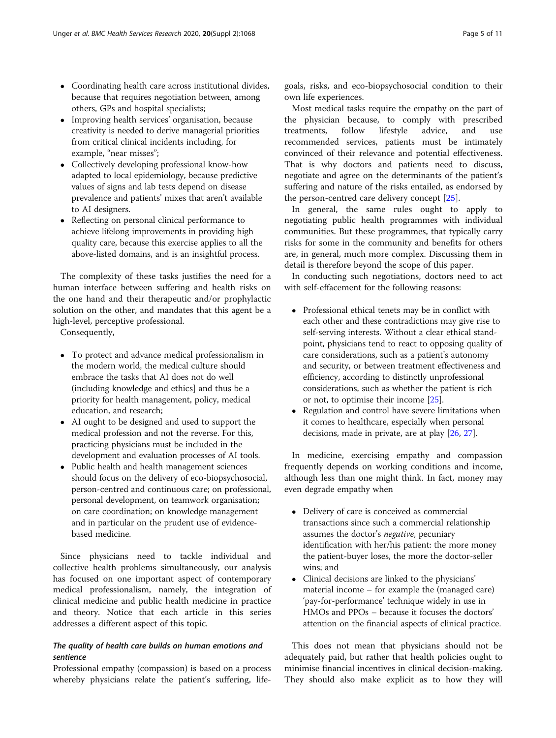- Coordinating health care across institutional divides, because that requires negotiation between, among others, GPs and hospital specialists;
- Improving health services' organisation, because creativity is needed to derive managerial priorities from critical clinical incidents including, for example, "near misses";
- Collectively developing professional know-how adapted to local epidemiology, because predictive values of signs and lab tests depend on disease prevalence and patients' mixes that aren't available to AI designers.
- Reflecting on personal clinical performance to achieve lifelong improvements in providing high quality care, because this exercise applies to all the above-listed domains, and is an insightful process.

The complexity of these tasks justifies the need for a human interface between suffering and health risks on the one hand and their therapeutic and/or prophylactic solution on the other, and mandates that this agent be a high-level, perceptive professional.

Consequently,

- To protect and advance medical professionalism in the modern world, the medical culture should embrace the tasks that AI does not do well (including knowledge and ethics] and thus be a priority for health management, policy, medical education, and research;
- AI ought to be designed and used to support the medical profession and not the reverse. For this, practicing physicians must be included in the development and evaluation processes of AI tools.
- Public health and health management sciences should focus on the delivery of eco-biopsychosocial, person-centred and continuous care; on professional, personal development, on teamwork organisation; on care coordination; on knowledge management and in particular on the prudent use of evidence-based medicine.

Since physicians need to tackle individual and collective health problems simultaneously, our analysis has focused on one important aspect of contemporary medical professionalism, namely, the integration of clinical medicine and public health medicine in practice and theory. Notice that each article in this series addresses a different aspect of this topic.

### *The quality of health care builds on human emotions and sentience*

Professional empathy (compassion) is based on a process whereby physicians relate the patient's suffering, life-goals, risks, and eco-biopsychosocial condition to their own life experiences.

Most medical tasks require the empathy on the part of the physician because, to comply with prescribed treatments, follow lifestyle advice, and use recommended services, patients must be intimately convinced of their relevance and potential effectiveness. That is why doctors and patients need to discuss, negotiate and agree on the determinants of the patient's suffering and nature of the risks entailed, as endorsed by the person-centred care delivery concept [25].

In general, the same rules ought to apply to negotiating public health programmes with individual communities. But these programmes, that typically carry risks for some in the community and benefits for others are, in general, much more complex. Discussing them in detail is therefore beyond the scope of this paper.

In conducting such negotiations, doctors need to act with self-effacement for the following reasons:

- Professional ethical tenets may be in conflict with each other and these contradictions may give rise to self-serving interests. Without a clear standpoint, physicians tend to react to opposing quality of care considerations, such as a patient's autonomy and security, or between treatment effectiveness and efficiency, according to distinctly unprofessional considerations, such as whether the patient is rich or not, to optimise their income [25].
- Regulation and control have severe limitations when it comes to healthcare, especially when personal decisions, made in private, are at play [26, 27].

In medicine, exercising empathy and compassion frequently depends on working conditions and income, although less than one might think. In fact, money may even degrade empathy when

- Delivery of care is conceived as commercial transactions since such a commercial relationship assumes the doctor's *negative*, pecuniary identification with her/his patient: the more money the patient-buyer loses, the more the doctor-seller wins; and
- Clinical decisions are linked to the physicians' material income – for example the (managed care) 'pay-for-performance' technique widely in use in HMOs and PPOs – because it focuses the doctors' attention on the financial aspects of clinical practice.

This does not mean that physicians should not be adequately paid, but rather that health policies ought to minimise financial incentives in clinical decision-making. They should also make explicit as to how they will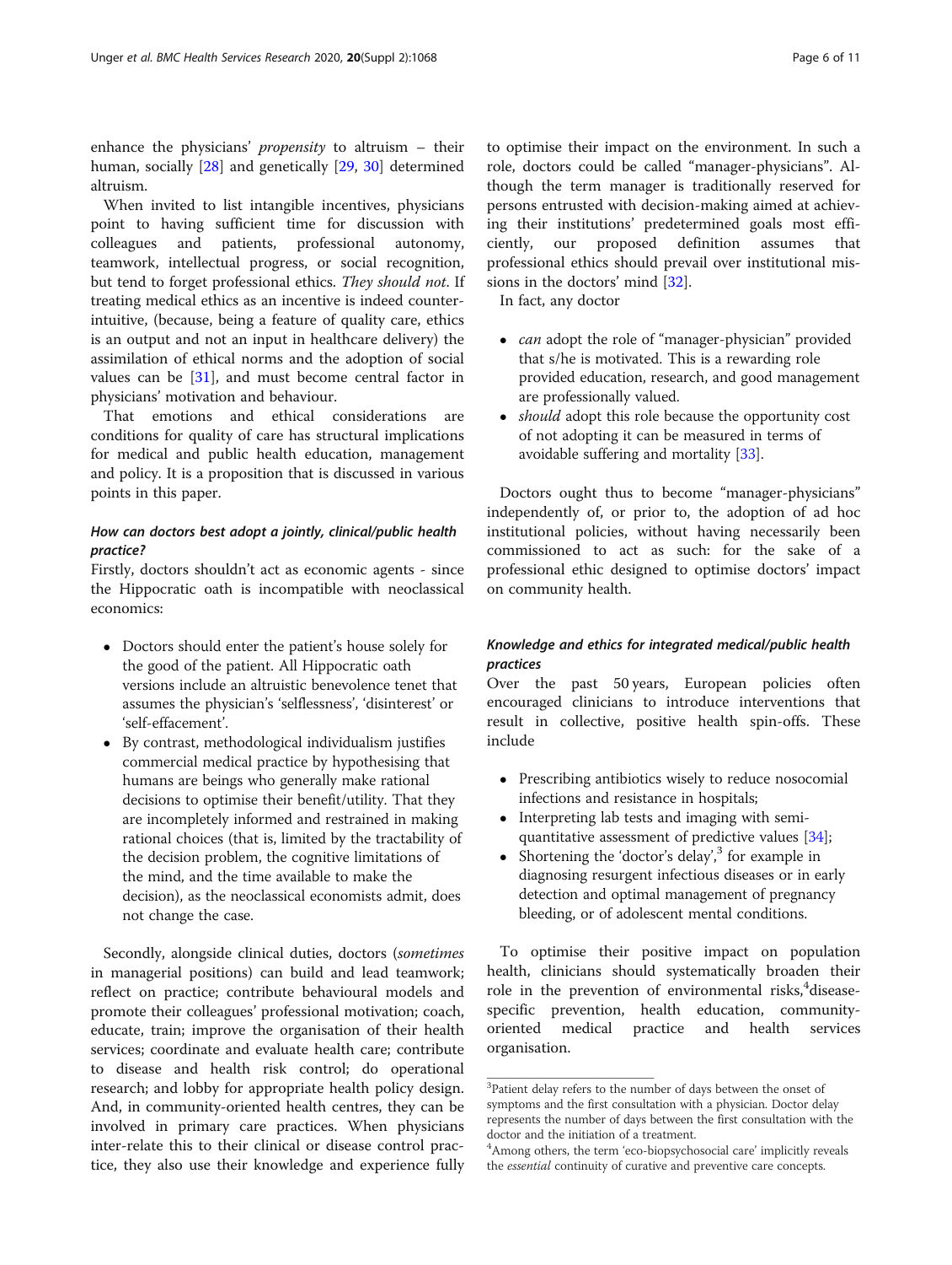enhance the physicians' *propensity* to altruism – their human, socially [28] and genetically [29, 30] determined altruism.

When invited to list intangible incentives, physicians point to having sufficient time for discussion with colleagues and patients, professional autonomy, teamwork, intellectual progress, or social recognition, but tend to forget professional ethics. *They should not.* If treating medical ethics as an incentive is indeed counter-intuitive, (because, being a feature of quality care, ethics is an output and not an input in healthcare delivery) the assimilation of ethical norms and the adoption of social values can be [31], and must become central factor in physicians' motivation and behaviour.

That emotions and ethical considerations are conditions for quality of care has structural implications for medical and public health education, management and policy. It is a proposition that is discussed in various points in this paper.

### How can doctors best adopt a jointly, clinical/public health practice?

Firstly, doctors shouldn't act as economic agents - since the Hippocratic oath is incompatible with neoclassical economics:

- Doctors should enter the patient's house solely for the good of the patient. All Hippocratic oath versions include an altruistic benevolence tenet that assumes the physician's 'selflessness', 'disinterest' or 'self-effacement'.
- By contrast, methodological individualism justifies commercial medical practice by hypothesising that humans are beings who generally make rational decisions to optimise their benefit/utility. That they are incompletely informed and restrained in making rational choices (that is, limited by the tractability of the decision problem, the cognitive limitations of the mind, and the time available to make the decision), as the neoclassical economists admit, does not change the case.

Secondly, alongside clinical duties, doctors (*sometimes* in managerial positions) can build and lead teamwork; reflect on practice; contribute behavioural models and promote their colleagues' professional motivation; coach, educate, train; improve the organisation of their health services; coordinate and evaluate health care; contribute to disease and health risk control; do operational research; and lobby for appropriate health policy design. And, in community-oriented health centres, they can be involved in primary care practices. When physicians inter-relate this to their clinical or disease control practice, they also use their knowledge and experience fully to optimise their impact on the environment. In such a role, doctors could be called "manager-physicians". Although the term manager is traditionally reserved for persons entrusted with decision-making aimed at achieving their institutions' predetermined goals most efficiently, our proposed definition assumes that professional ethics should prevail over institutional missions in the doctors' mind [32].

In fact, any doctor

- *can* adopt the role of "manager-physician" provided that s/he is motivated. This is a rewarding role provided education, research, and good management are professionally valued.
- *should* adopt this role because the opportunity cost of not adopting it can be measured in terms of avoidable suffering and mortality [33].

Doctors ought thus to become "manager-physicians" independently of, or prior to, the adoption of ad hoc institutional policies, without having necessarily been commissioned to act as such: for the sake of a professional ethic designed to optimise doctors' impact on community health.

### Knowledge and ethics for integrated medical/public health practices

Over the past 50 years, European policies often encouraged clinicians to introduce interventions that result in collective, positive health spin-offs. These include

- Prescribing antibiotics wisely to reduce nosocomial infections and resistance in hospitals;
- Interpreting lab tests and imaging with semi-quantitative assessment of predictive values [34];
- Shortening the 'doctor's delay',[3] for example in diagnosing resurgent infectious diseases or in early detection and optimal management of pregnancy bleeding, or of adolescent mental conditions.

To optimise their positive impact on population health, clinicians should systematically broaden their role in the prevention of environmental risks,[4] disease-specific prevention, health education, community-oriented medical practice and health services organisation.

---

[3] Patient delay refers to the number of days between the onset of symptoms and the first consultation with a physician. Doctor delay represents the number of days between the first consultation with the doctor and the initiation of a treatment.

[4] Among others, the term 'eco-biopsychosocial care' implicitly reveals the *essential* continuity of curative and preventive care concepts.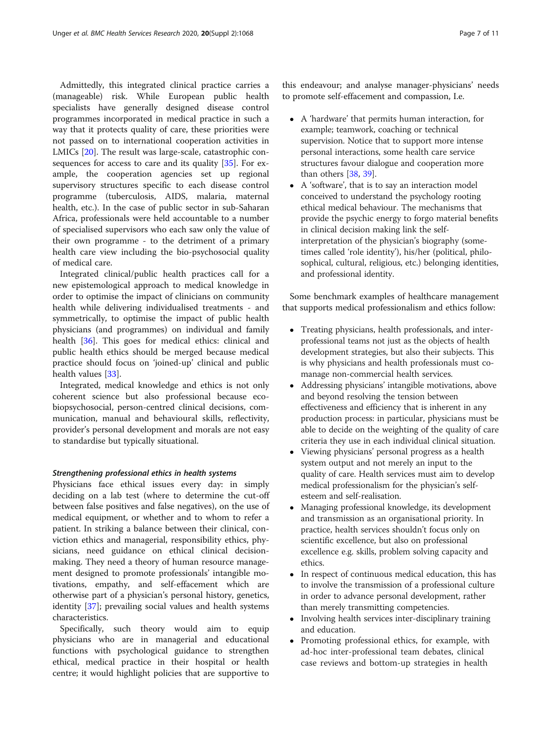Admittedly, this integrated clinical practice carries a (manageable) risk. While European public health specialists have generally designed disease control programmes incorporated in medical practice in such a way that it protects quality of care, these priorities were not passed on to international cooperation activities in LMICs [20]. The result was large-scale, catastrophic consequences for access to care and its quality [35]. For example, the cooperation agencies set up regional supervisory structures specific to each disease control programme (tuberculosis, AIDS, malaria, maternal health, etc.). In the case of public sector in sub-Saharan Africa, professionals were held accountable to a number of specialised supervisors who each saw only the value of their own programme - to the detriment of a primary health care view including the bio-psychosocial quality of medical care.

Integrated clinical/public health practices call for a new epistemological approach to medical knowledge in order to optimise the impact of clinicians on community health while delivering individualised treatments - and symmetrically, to optimise the impact of public health physicians (and programmes) on individual and family health [36]. This goes for medical ethics: clinical and public health ethics should be merged because medical practice should focus on 'joined-up' clinical and public health values [33].

Integrated, medical knowledge and ethics is not only coherent science but also professional because eco-biopsychosocial, person-centred clinical decisions, communication, manual and behavioural skills, reflectivity, provider's personal development and morals are not easy to standardise but typically situational.

### *Strengthening professional ethics in health systems*

Physicians face ethical issues every day: in simply deciding on a lab test (where to determine the cut-off between false positives and false negatives), on the use of medical equipment, or whether and to whom to refer a patient. In striking a balance between their clinical, conviction ethics and managerial, responsibility ethics, physicians, need guidance on ethical clinical decision-making. They need a theory of human resource management designed to promote professionals' intangible motivations, empathy, and self-effacement which are otherwise part of a physician's personal history, genetics, identity [37]; prevailing social values and health systems characteristics.

Specifically, such theory would aim to equip physicians who are in managerial and educational functions with psychological guidance to strengthen ethical, medical practice in their hospital or health centre; it would highlight policies that are supportive to this endeavour; and analyse manager-physicians' needs to promote self-effacement and compassion, I.e.

- A 'hardware' that permits human interaction, for example; teamwork, coaching or technical supervision. Notice that to support more intense personal interactions, some health care service structures favour dialogue and cooperation more than others [38, 39].
- A 'software', that is to say an interaction model conceived to understand the psychology rooting ethical medical behaviour. The mechanisms that provide the psychic energy to forgo material benefits in clinical decision making link the self-interpretation of the physician's biography (sometimes called 'role identity'), his/her (political, philosophical, cultural, religious, etc.) belonging identities, and professional identity.

Some benchmark examples of healthcare management that supports medical professionalism and ethics follow:

- Treating physicians, health professionals, and inter-professional teams not just as the objects of health development strategies, but also their subjects. This is why physicians and health professionals must co-manage non-commercial health services.
- Addressing physicians' intangible motivations, above and beyond resolving the tension between effectiveness and efficiency that is inherent in any production process: in particular, physicians must be able to decide on the weighting of the quality of care criteria they use in each individual clinical situation.
- Viewing physicians' personal progress as a health system output and not merely an input to the quality of care. Health services must aim to develop medical professionalism for the physician's self-esteem and self-realisation.
- Managing professional knowledge, its development and transmission as an organisational priority. In practice, health services shouldn't focus only on scientific excellence, but also on professional excellence e.g. skills, problem solving capacity and ethics.
- In respect of continuous medical education, this has to involve the transmission of a professional culture in order to advance personal development, rather than merely transmitting competencies.
- Involving health services inter-disciplinary training and education.
- Promoting professional ethics, for example, with ad-hoc inter-professional team debates, clinical case reviews and bottom-up strategies in health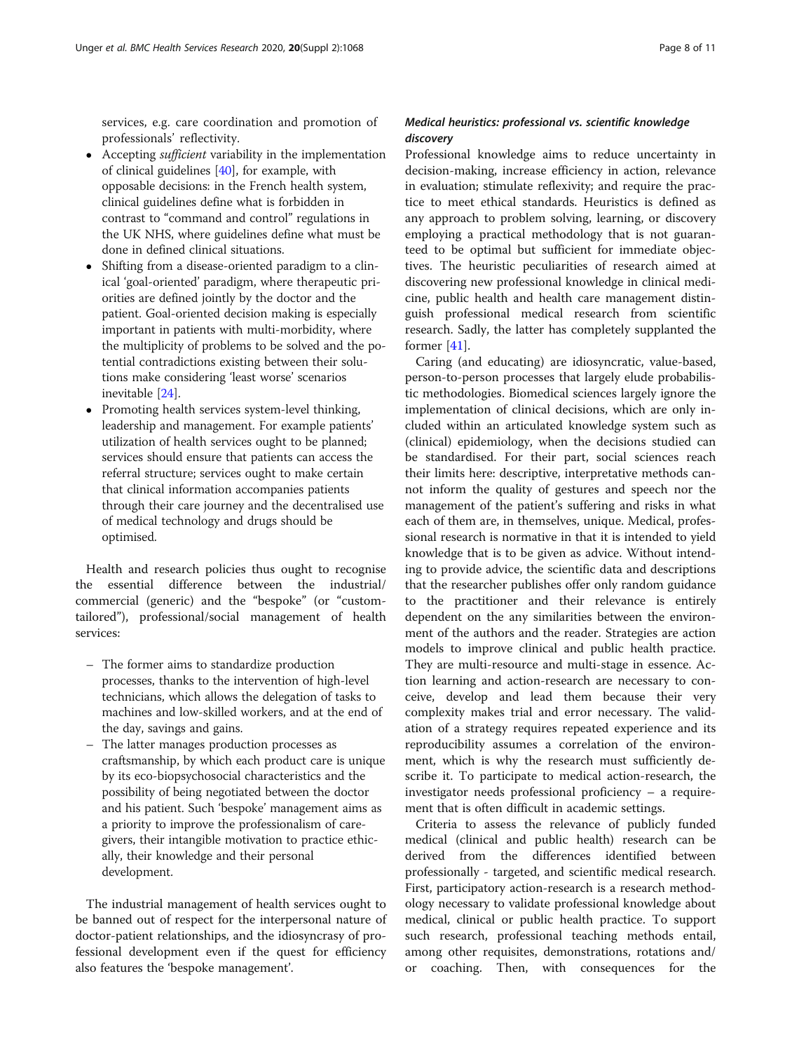services, e.g. care coordination and promotion of professionals' reflectivity.

- Accepting *sufficient* variability in the implementation of clinical guidelines [40], for example, with opposable decisions: in the French health system, clinical guidelines define what is forbidden in contrast to "command and control" regulations in the UK NHS, where guidelines define what must be done in defined clinical situations.
- Shifting from a disease-oriented paradigm to a clinical 'goal-oriented' paradigm, where therapeutic priorities are defined jointly by the doctor and the patient. Goal-oriented decision making is especially important in patients with multi-morbidity, where the multiplicity of problems to be solved and the potential contradictions existing between their solutions make considering 'least worse' scenarios inevitable [24].
- Promoting health services system-level thinking, leadership and management. For example patients' utilization of health services ought to be planned; services should ensure that patients can access the referral structure; services ought to make certain that clinical information accompanies patients through their care journey and the decentralised use of medical technology and drugs should be optimised.

Health and research policies thus ought to recognise the essential difference between the industrial/ commercial (generic) and the "bespoke" (or "custom-tailored"), professional/social management of health services:

- The former aims to standardize production processes, thanks to the intervention of high-level technicians, which allows the delegation of tasks to machines and low-skilled workers, and at the end of the day, savings and gains.
- The latter manages production processes as craftsmanship, by which each product care is unique by its eco-biopsychosocial characteristics and the possibility of being negotiated between the doctor and his patient. Such 'bespoke' management aims as a priority to improve the professionalism of caregivers, their intangible motivation to practice ethically, their knowledge and their personal development.

The industrial management of health services ought to be banned out of respect for the interpersonal nature of doctor-patient relationships, and the idiosyncrasy of professional development even if the quest for efficiency also features the 'bespoke management'.

### *Medical heuristics: professional vs. scientific knowledge discovery*

Professional knowledge aims to reduce uncertainty in decision-making, increase efficiency in action, relevance in evaluation; stimulate reflexivity; and require the practice to meet ethical standards. Heuristics is defined as any approach to problem solving, learning, or discovery employing a practical methodology that is not guaranteed to be optimal but sufficient for immediate objectives. The heuristic peculiarities of research aimed at discovering new professional knowledge in clinical medicine, public health and health care management distinguish professional medical research from scientific research. Sadly, the latter has completely supplanted the former [41].

Caring (and educating) are idiosyncratic, value-based, person-to-person processes that largely elude probabilistic methodologies. Biomedical sciences largely ignore the implementation of clinical decisions, which are only included within an articulated knowledge system such as (clinical) epidemiology, when the decisions studied can be standardised. For their part, social sciences reach their limits here: descriptive, interpretative methods cannot inform the quality of gestures and speech nor the management of the patient's suffering and risks in what each of them are, in themselves, unique. Medical, professional research is normative in that it is intended to yield knowledge that is to be given as advice. Without intending to provide advice, the scientific data and descriptions that the researcher publishes offer only random guidance to the practitioner and their relevance is entirely dependent on the any similarities between the environment of the authors and the reader. Strategies are action models to improve clinical and public health practice. They are multi-resource and multi-stage in essence. Action learning and action-research are necessary to conceive, develop and lead them because their very complexity makes trial and error necessary. The validation of a strategy requires repeated experience and its reproducibility assumes a correlation of the environment, which is why the research must sufficiently describe it. To participate to medical action-research, the investigator needs professional proficiency – a requirement that is often difficult in academic settings.

Criteria to assess the relevance of publicly funded medical (clinical and public health) research can be derived from the differences identified between professionally - targeted, and scientific medical research. First, participatory action-research is a research methodology necessary to validate professional knowledge about medical, clinical or public health practice. To support such research, professional teaching methods entail, among other requisites, demonstrations, rotations and/ or coaching. Then, with consequences for the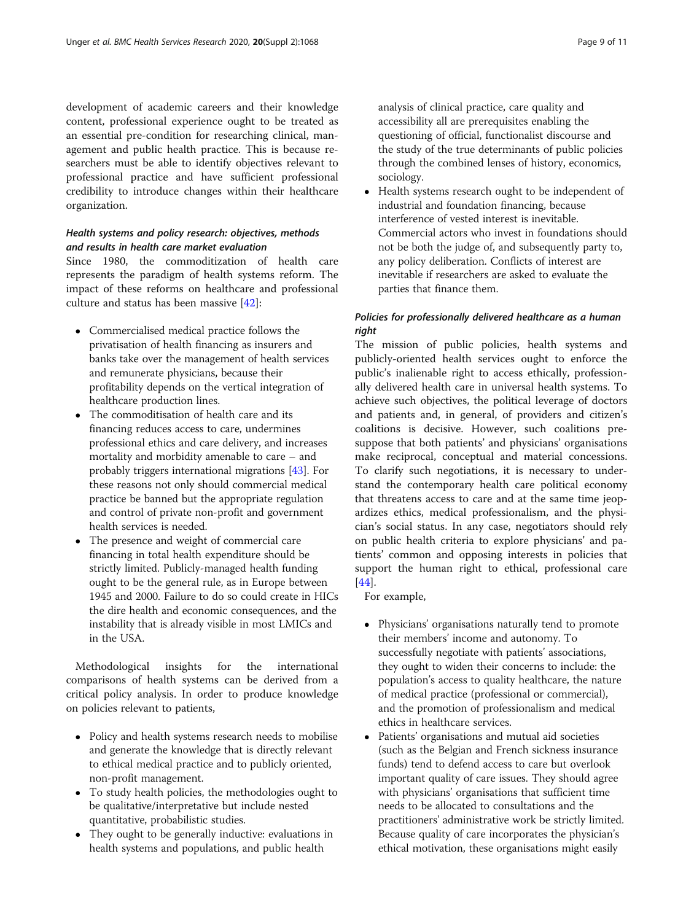development of academic careers and their knowledge content, professional experience ought to be treated as an essential pre-condition for researching clinical, management and public health practice. This is because researchers must be able to identify objectives relevant to professional practice and have sufficient professional credibility to introduce changes within their healthcare organization.

### *Health systems and policy research: objectives, methods and results in health care market evaluation*

Since 1980, the commoditization of health care represents the paradigm of health systems reform. The impact of these reforms on healthcare and professional culture and status has been massive [42]:

- Commercialised medical practice follows the privatisation of health financing as insurers and banks take over the management of health services and remunerate physicians, because their profitability depends on the vertical integration of healthcare production lines.
- The commoditisation of health care and its financing reduces access to care, undermines professional ethics and care delivery, and increases mortality and morbidity amenable to care – and probably triggers international migrations [43]. For these reasons not only should commercial medical practice be banned but the appropriate regulation and control of private non-profit and government health services is needed.
- The presence and weight of commercial care financing in total health expenditure should be strictly limited. Publicly-managed health funding ought to be the general rule, as in Europe between 1945 and 2000. Failure to do so could create in HICs the dire health and economic consequences, and the instability that is already visible in most LMICs and in the USA.

Methodological insights for the international comparisons of health systems can be derived from a critical policy analysis. In order to produce knowledge on policies relevant to patients,

- Policy and health systems research needs to mobilise and generate the knowledge that is directly relevant to ethical medical practice and to publicly oriented, non-profit management.
- To study health policies, the methodologies ought to be qualitative/interpretative but include nested quantitative, probabilistic studies.
- They ought to be generally inductive: evaluations in health systems and populations, and public health analysis of clinical practice, care quality and accessibility all are prerequisites enabling the questioning of official, functionalist discourse and the study of the true determinants of public policies through the combined lenses of history, economics, sociology.
- Health systems research ought to be independent of industrial and foundation financing, because interference of vested interest is inevitable. Commercial actors who invest in foundations should not be both the judge of, and subsequently party to, any policy deliberation. Conflicts of interest are inevitable if researchers are asked to evaluate the parties that finance them.

### *Policies for professionally delivered healthcare as a human right*

The mission of public policies, health systems and publicly-oriented health services ought to enforce the public's inalienable right to access ethically, professionally delivered health care in universal health systems. To achieve such objectives, the political leverage of doctors and patients and, in general, of providers and citizen's coalitions is decisive. However, such coalitions presuppose that both patients' and physicians' organisations make reciprocal, conceptual and material concessions. To clarify such negotiations, it is necessary to understand the contemporary health care political economy that threatens access to care and at the same time jeopardizes ethics, medical professionalism, and the physician's social status. In any case, negotiators should rely on public health criteria to explore physicians' and patients' common and opposing interests in policies that support the human right to ethical, professional care [44].

For example,

- Physicians' organisations naturally tend to promote their members' income and autonomy. To successfully negotiate with patients' associations, they ought to widen their concerns to include: the population's access to quality healthcare, the nature of medical practice (professional or commercial), and the promotion of professionalism and medical ethics in healthcare services.
- Patients' organisations and mutual aid societies (such as the Belgian and French sickness insurance funds) tend to defend access to care but overlook important quality of care issues. They should agree with physicians' organisations that sufficient time needs to be allocated to consultations and the practitioners' administrative work be strictly limited. Because quality of care incorporates the physician's ethical motivation, these organisations might easily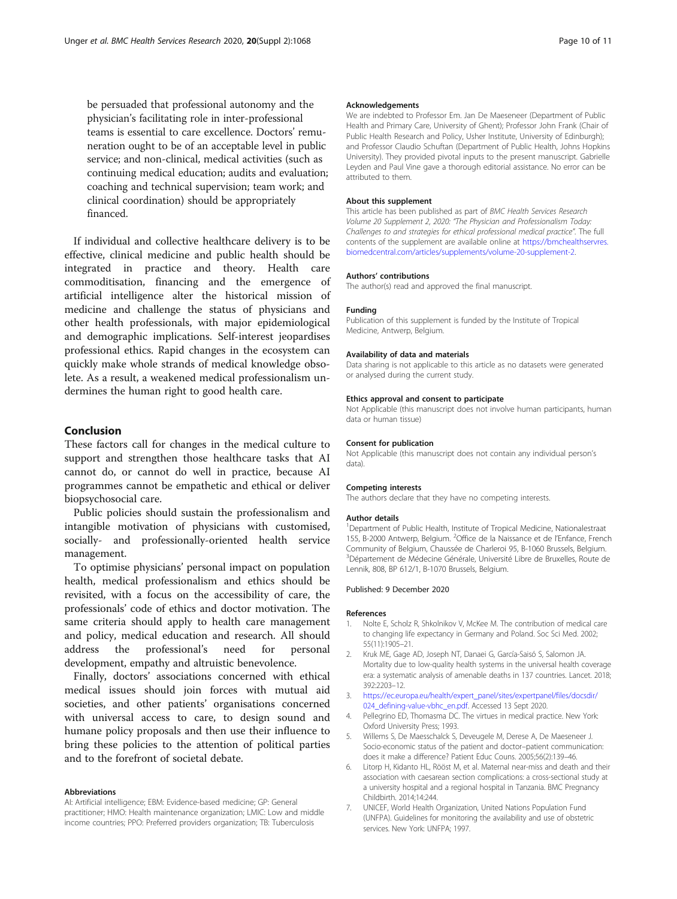be persuaded that professional autonomy and the physician's facilitating role in inter-professional teams is essential to care excellence. Doctors' remuneration ought to be of an acceptable level in public service; and non-clinical, medical activities (such as continuing medical education; audits and evaluation; coaching and technical supervision; team work; and clinical coordination) should be appropriately financed.

If individual and collective healthcare delivery is to be effective, clinical medicine and public health should be integrated in practice and theory. Health care commoditisation, financing and the emergence of artificial intelligence alter the historical mission of medicine and challenge the status of physicians and other health professionals, with major epidemiological and demographic implications. Self-interest jeopardises professional ethics. Rapid changes in the ecosystem can quickly make whole strands of medical knowledge obsolete. As a result, a weakened medical professionalism undermines the human right to good health care.

## Conclusion

These factors call for changes in the medical culture to support and strengthen those healthcare tasks that AI cannot do, or cannot do well in practice, because AI programmes cannot be empathetic and ethical or deliver biopsychosocial care.

Public policies should sustain the professionalism and intangible motivation of physicians with customised, socially- and professionally-oriented health service management.

To optimise physicians' personal impact on population health, medical professionalism and ethics should be revisited, with a focus on the accessibility of care, the professionals' code of ethics and doctor motivation. The same criteria should apply to health care management and policy, medical education and research. All should address the professional's need for personal development, empathy and altruistic benevolence.

Finally, doctors' associations concerned with ethical medical issues should join forces with mutual aid societies, and other patients' organisations concerned with universal access to care, to design sound and humane policy proposals and then use their influence to bring these policies to the attention of political parties and to the forefront of societal debate.

### Abbreviations

AI: Artificial intelligence; EBM: Evidence-based medicine; GP: General practitioner; HMO: Health maintenance organization; LMIC: Low and middle income countries; PPO: Preferred providers organization; TB: Tuberculosis

### Acknowledgements

We are indebted to Professor Em. Jan De Maeseneer (Department of Public Health and Primary Care, University of Ghent); Professor John Frank (Chair of Public Health Research and Policy, Usher Institute, University of Edinburgh); and Professor Claudio Schuftan (Department of Public Health, Johns Hopkins University). They provided pivotal inputs to the present manuscript. Gabrielle Leyden and Paul Vine gave a thorough editorial assistance. No error can be attributed to them.

### About this supplement

This article has been published as part of *BMC Health Services Research Volume 20 Supplement 2, 2020: "The Physician and Professionalism Today: Challenges to and strategies for ethical professional medical practice"*. The full contents of the supplement are available online at https://bmchealthservres.biomedcentral.com/articles/supplements/volume-20-supplement-2.

### Authors' contributions

The author(s) read and approved the final manuscript.

### Funding

Publication of this supplement is funded by the Institute of Tropical Medicine, Antwerp, Belgium.

### Availability of data and materials

Data sharing is not applicable to this article as no datasets were generated or analysed during the current study.

### Ethics approval and consent to participate

Not Applicable (this manuscript does not involve human participants, human data or human tissue)

### Consent for publication

Not Applicable (this manuscript does not contain any individual person's data).

### Competing interests

The authors declare that they have no competing interests.

### Author details

[1]Department of Public Health, Institute of Tropical Medicine, Nationalestraat 155, B-2000 Antwerp, Belgium. [2]Office de la Naissance et de l'Enfance, French Community of Belgium, Chaussée de Charleroi 95, B-1060 Brussels, Belgium. [3]Département de Médecine Générale, Université Libre de Bruxelles, Route de Lennik, 808, BP 612/1, B-1070 Brussels, Belgium.

Published: 9 December 2020

### References

1. Nolte E, Scholz R, Shkolnikov V, McKee M. The contribution of medical care to changing life expectancy in Germany and Poland. Soc Sci Med. 2002; 55(11):1905–21.
2. Kruk ME, Gage AD, Joseph NT, Danaei G, García-Saisó S, Salomon JA. Mortality due to low-quality health systems in the universal health coverage era: a systematic analysis of amenable deaths in 137 countries. Lancet. 2018; 392:2203–12.
3. https://ec.europa.eu/health/expert_panel/sites/expertpanel/files/docsdir/024_defining-value-vbhc_en.pdf. Accessed 13 Sept 2020.
4. Pellegrino ED, Thomasma DC. The virtues in medical practice. New York: Oxford University Press; 1993.
5. Willems S, De Maesschalck S, Deveugele M, Derese A, De Maeseneer J. Socio-economic status of the patient and doctor–patient communication: does it make a difference? Patient Educ Couns. 2005;56(2):139–46.
6. Litorp H, Kidanto HL, Rööst M, et al. Maternal near-miss and death and their association with caesarean section complications: a cross-sectional study at a university hospital and a regional hospital in Tanzania. BMC Pregnancy Childbirth. 2014;14:244.
7. UNICEF, World Health Organization, United Nations Population Fund (UNFPA). Guidelines for monitoring the availability and use of obstetric services. New York: UNFPA; 1997.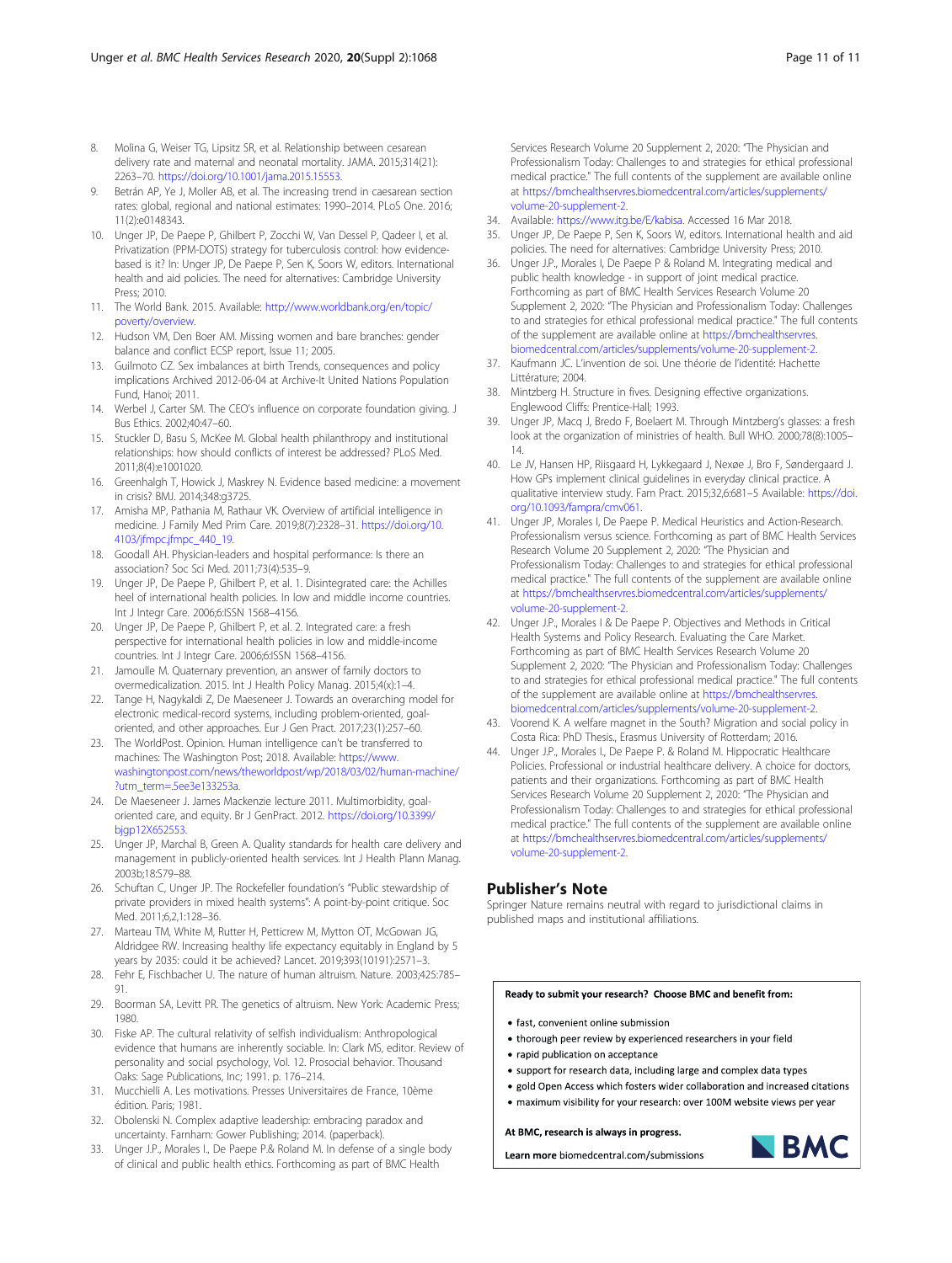8. Molina G, Weiser TG, Lipsitz SR, et al. Relationship between cesarean delivery rate and maternal and neonatal mortality. JAMA. 2015;314(21): 2263–70. https://doi.org/10.1001/jama.2015.15553.
9. Betrán AP, Ye J, Moller AB, et al. The increasing trend in caesarean section rates: global, regional and national estimates: 1990–2014. PLoS One. 2016; 11(2):e0148343.
10. Unger JP, De Paepe P, Ghilbert P, Zocchi W, Van Dessel P, Qadeer I, et al. Privatization (PPM-DOTS) strategy for tuberculosis control: how evidence-based is it? In: Unger JP, De Paepe P, Sen K, Soors W, editors. International health and aid policies. The need for alternatives: Cambridge University Press; 2010.
11. The World Bank. 2015. Available: http://www.worldbank.org/en/topic/poverty/overview.
12. Hudson VM, Den Boer AM. Missing women and bare branches: gender balance and conflict ECSP report, Issue 11; 2005.
13. Guilmoto CZ. Sex imbalances at birth Trends, consequences and policy implications Archived 2012-06-04 at Archive-It United Nations Population Fund, Hanoi; 2011.
14. Werbel J, Carter SM. The CEO's influence on corporate foundation giving. J Bus Ethics. 2002;40:47–60.
15. Stuckler D, Basu S, McKee M. Global health philanthropy and institutional relationships: how should conflicts of interest be addressed? PLoS Med. 2011;8(4):e1001020.
16. Greenhalgh T, Howick J, Maskrey N. Evidence based medicine: a movement in crisis? BMJ. 2014;348:g3725.
17. Amisha MP, Pathania M, Rathaur VK. Overview of artificial intelligence in medicine. J Family Med Prim Care. 2019;8(7):2328–31. https://doi.org/10.4103/jfmpc.jfmpc_440_19.
18. Goodall AH. Physician-leaders and hospital performance: Is there an association? Soc Sci Med. 2011;73(4):535–9.
19. Unger JP, De Paepe P, Ghilbert P, et al. 1. Disintegrated care: the Achilles heel of international health policies. In low and middle income countries. Int J Integr Care. 2006;6:ISSN 1568–4156.
20. Unger JP, De Paepe P, Ghilbert P, et al. 2. Integrated care: a fresh perspective for international health policies in low and middle-income countries. Int J Integr Care. 2006;6:ISSN 1568–4156.
21. Jamoulle M. Quaternary prevention, an answer of family doctors to overmedicalization. 2015. Int J Health Policy Manag. 2015;4(x):1–4.
22. Tange H, Nagykaldi Z, De Maeseneer J. Towards an overarching model for electronic medical-record systems, including problem-oriented, goal-oriented, and other approaches. Eur J Gen Pract. 2017;23(1):257–60.
23. The WorldPost. Opinion. Human intelligence can't be transferred to machines: The Washington Post; 2018. Available: https://www.washingtonpost.com/news/theworldpost/wp/2018/03/02/human-machine/?utm_term=.5ee3e133253a.
24. De Maeseneer J. James Mackenzie lecture 2011. Multimorbidity, goal-oriented care, and equity. Br J GenPract. 2012. https://doi.org/10.3399/bjgp12X652553.
25. Unger JP, Marchal B, Green A. Quality standards for health care delivery and management in publicly-oriented health services. Int J Health Plann Manag. 2003b;18:S79–88.
26. Schuftan C, Unger JP. The Rockefeller foundation's "Public stewardship of private providers in mixed health systems": A point-by-point critique. Soc Med. 2011;6,2,1:128–36.
27. Marteau TM, White M, Rutter H, Petticrew M, Mytton OT, McGowan JG, Aldridgee RW. Increasing healthy life expectancy equitably in England by 5 years by 2035: could it be achieved? Lancet. 2019;393(10191):2571–3.
28. Fehr E, Fischbacher U. The nature of human altruism. Nature. 2003;425:785–91.
29. Boorman SA, Levitt PR. The genetics of altruism. New York: Academic Press; 1980.
30. Fiske AP. The cultural relativity of selfish individualism: Anthropological evidence that humans are inherently sociable. In: Clark MS, editor. Review of personality and social psychology, Vol. 12. Prosocial behavior. Thousand Oaks: Sage Publications, Inc; 1991. p. 176–214.
31. Mucchielli A. Les motivations. Presses Universitaires de France, 10ème édition. Paris; 1981.
32. Obolenski N. Complex adaptive leadership: embracing paradox and uncertainty. Farnham: Gower Publishing; 2014. (paperback).
33. Unger J.P., Morales I., De Paepe P.& Roland M. In defense of a single body of clinical and public health ethics. Forthcoming as part of BMC Health Services Research Volume 20 Supplement 2, 2020: "The Physician and Professionalism Today: Challenges to and strategies for ethical professional medical practice." The full contents of the supplement are available online at https://bmchealthservres.biomedcentral.com/articles/supplements/volume-20-supplement-2.
34. Available: https://www.itg.be/E/kabisa. Accessed 16 Mar 2018.
35. Unger JP, De Paepe P, Sen K, Soors W, editors. International health and aid policies. The need for alternatives: Cambridge University Press; 2010.
36. Unger J.P., Morales I, De Paepe P & Roland M. Integrating medical and public health knowledge - in support of joint medical practice. Forthcoming as part of BMC Health Services Research Volume 20 Supplement 2, 2020: "The Physician and Professionalism Today: Challenges to and strategies for ethical professional medical practice." The full contents of the supplement are available online at https://bmchealthservres.biomedcentral.com/articles/supplements/volume-20-supplement-2.
37. Kaufmann JC. L'invention de soi. Une théorie de l'identité: Hachette Littérature; 2004.
38. Mintzberg H. Structure in fives. Designing effective organizations. Englewood Cliffs: Prentice-Hall; 1993.
39. Unger JP, Macq J, Bredo F, Boelaert M. Through Mintzberg's glasses: a fresh look at the organization of ministries of health. Bull WHO. 2000;78(8):1005–14.
40. Le JV, Hansen HP, Riisgaard H, Lykkegaard J, Nexøe J, Bro F, Søndergaard J. How GPs implement clinical guidelines in everyday clinical practice. A qualitative interview study. Fam Pract. 2015;32,6:681–5 Available: https://doi.org/10.1093/fampra/cmv061.
41. Unger JP, Morales I, De Paepe P. Medical Heuristics and Action-Research. Professionalism versus science. Forthcoming as part of BMC Health Services Research Volume 20 Supplement 2, 2020: "The Physician and Professionalism Today: Challenges to and strategies for ethical professional medical practice." The full contents of the supplement are available online at https://bmchealthservres.biomedcentral.com/articles/supplements/volume-20-supplement-2.
42. Unger J.P., Morales I & De Paepe P. Objectives and Methods in Critical Health Systems and Policy Research. Evaluating the Care Market. Forthcoming as part of BMC Health Services Research Volume 20 Supplement 2, 2020: "The Physician and Professionalism Today: Challenges to and strategies for ethical professional medical practice." The full contents of the supplement are available online at https://bmchealthservres.biomedcentral.com/articles/supplements/volume-20-supplement-2.
43. Voorend K. A welfare magnet in the South? Migration and social policy in Costa Rica: PhD Thesis., Erasmus University of Rotterdam; 2016.
44. Unger J.P., Morales I., De Paepe P. & Roland M. Hippocratic Healthcare Policies. Professional or industrial healthcare delivery. A choice for doctors, patients and their organizations. Forthcoming as part of BMC Health Services Research Volume 20 Supplement 2, 2020: "The Physician and Professionalism Today: Challenges to and strategies for ethical professional medical practice." The full contents of the supplement are available online at https://bmchealthservres.biomedcentral.com/articles/supplements/volume-20-supplement-2.

## Publisher's Note

Springer Nature remains neutral with regard to jurisdictional claims in published maps and institutional affiliations.

**Ready to submit your research? Choose BMC and benefit from:**

- fast, convenient online submission
- thorough peer review by experienced researchers in your field
- rapid publication on acceptance
- support for research data, including large and complex data types
- gold Open Access which fosters wider collaboration and increased citations
- maximum visibility for your research: over 100M website views per year

**At BMC, research is always in progress.**

**Learn more** biomedcentral.com/submissions

BMC